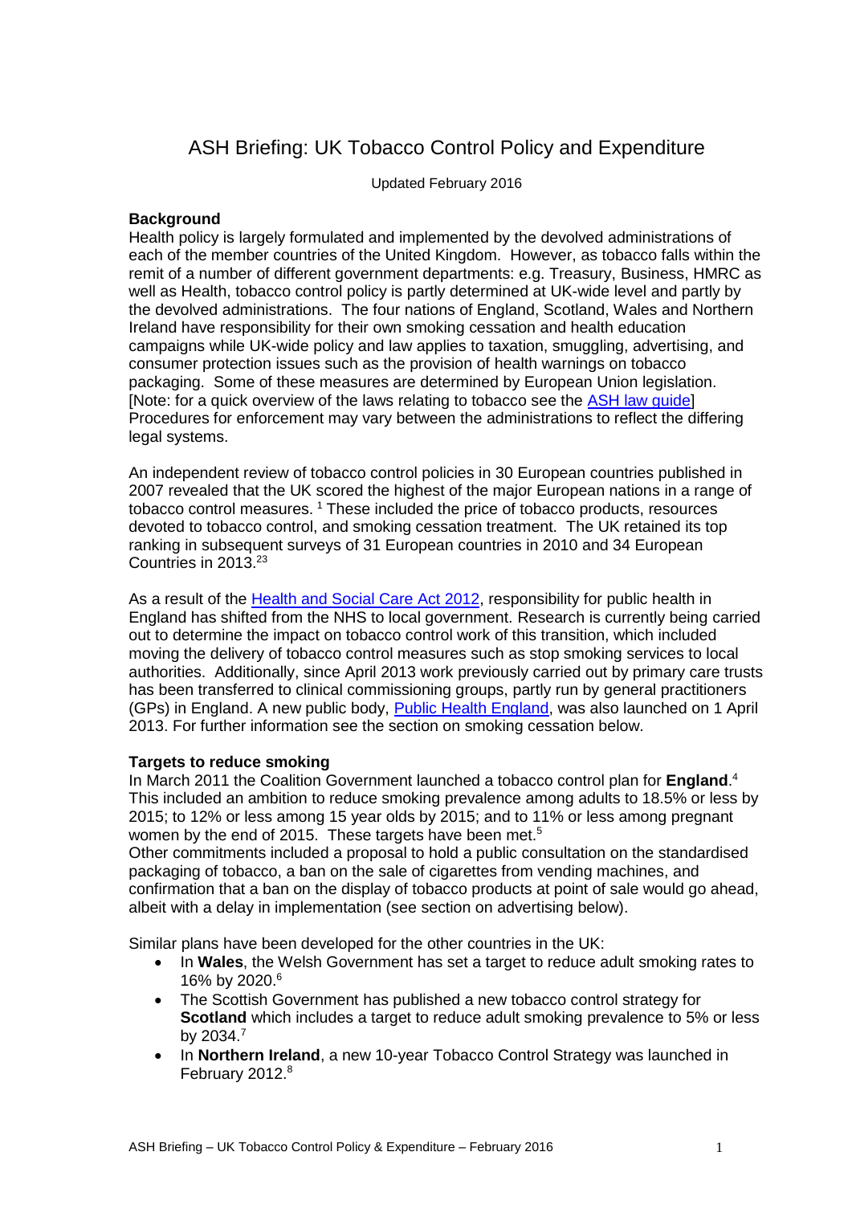# ASH Briefing: UK Tobacco Control Policy and Expenditure

Updated February 2016

**Background**

Health policy is largely formulated and implemented by the devolved administrations of each of the member countries of the United Kingdom. However, as tobacco falls within the remit of a number of different government departments: e.g. Treasury, Business, HMRC as well as Health, tobacco control policy is partly determined at UK-wide level and partly by the devolved administrations. The four nations of England, Scotland, Wales and Northern Ireland have responsibility for their own smoking cessation and health education campaigns while UK-wide policy and law applies to taxation, smuggling, advertising, and consumer protection issues such as the provision of health warnings on tobacco packaging. Some of these measures are determined by European Union legislation. [Note: for a quick overview of the laws relating to tobacco see the ASH law guide] Procedures for enforcement may vary between the administrations to reflect the differing legal systems.

An independent review of tobacco control policies in 30 European countries published in 2007 revealed that the UK scored the highest of the major European nations in a range of tobacco control measures. [1] These included the price of tobacco products, resources devoted to tobacco control, and smoking cessation treatment. The UK retained its top ranking in subsequent surveys of 31 European countries in 2010 and 34 European Countries in 2013.[2,3]

As a result of the Health and Social Care Act 2012, responsibility for public health in England has shifted from the NHS to local government. Research is currently being carried out to determine the impact on tobacco control work of this transition, which included moving the delivery of tobacco control measures such as stop smoking services to local authorities. Additionally, since April 2013 work previously carried out by primary care trusts has been transferred to clinical commissioning groups, partly run by general practitioners (GPs) in England. A new public body, Public Health England, was also launched on 1 April 2013. For further information see the section on smoking cessation below.

**Targets to reduce smoking**

In March 2011 the Coalition Government launched a tobacco control plan for **England**.[4] This included an ambition to reduce smoking prevalence among adults to 18.5% or less by 2015; to 12% or less among 15 year olds by 2015; and to 11% or less among pregnant women by the end of 2015. These targets have been met.[5]

Other commitments included a proposal to hold a public consultation on the standardised packaging of tobacco, a ban on the sale of cigarettes from vending machines, and confirmation that a ban on the display of tobacco products at point of sale would go ahead, albeit with a delay in implementation (see section on advertising below).

Similar plans have been developed for the other countries in the UK:

- In **Wales**, the Welsh Government has set a target to reduce adult smoking rates to 16% by 2020.[6]
- The Scottish Government has published a new tobacco control strategy for **Scotland** which includes a target to reduce adult smoking prevalence to 5% or less by 2034.[7]
- In **Northern Ireland**, a new 10-year Tobacco Control Strategy was launched in February 2012.[8]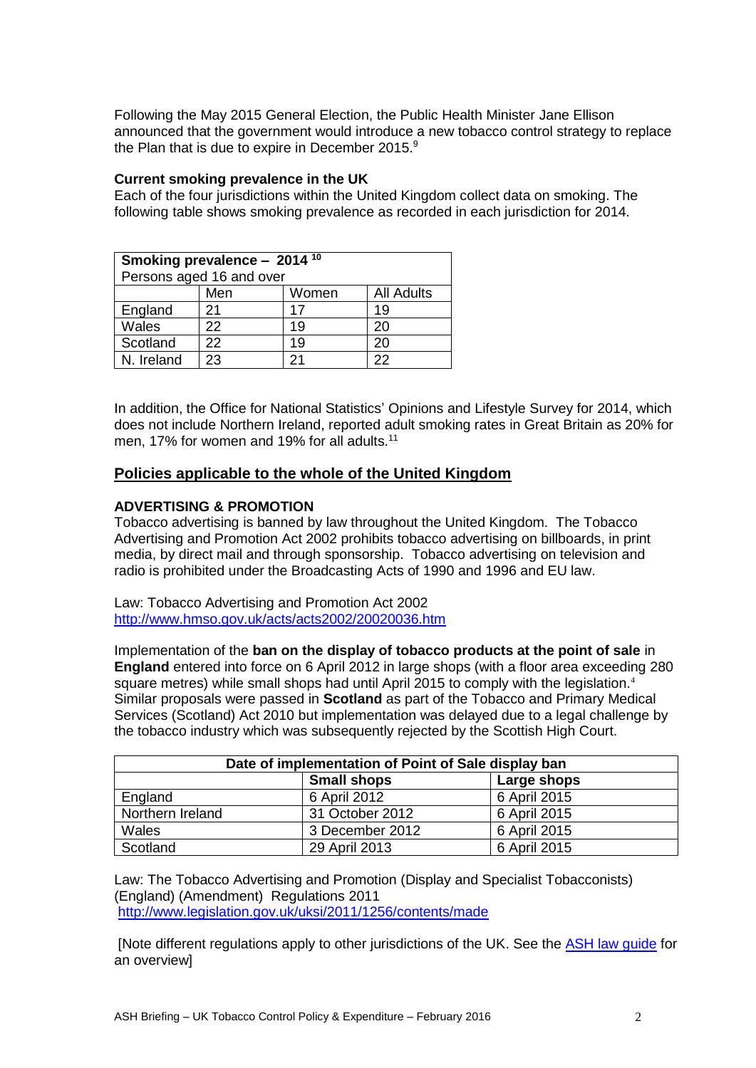Following the May 2015 General Election, the Public Health Minister Jane Ellison announced that the government would introduce a new tobacco control strategy to replace the Plan that is due to expire in December 2015.[9]

**Current smoking prevalence in the UK**

Each of the four jurisdictions within the United Kingdom collect data on smoking. The following table shows smoking prevalence as recorded in each jurisdiction for 2014.

| **Smoking prevalence – 2014** [10] Persons aged 16 and over | | | |
|---|---|---|---|
| | Men | Women | All Adults |
| England | 21 | 17 | 19 |
| Wales | 22 | 19 | 20 |
| Scotland | 22 | 19 | 20 |
| N. Ireland | 23 | 21 | 22 |

In addition, the Office for National Statistics' Opinions and Lifestyle Survey for 2014, which does not include Northern Ireland, reported adult smoking rates in Great Britain as 20% for men, 17% for women and 19% for all adults.[11]

## Policies applicable to the whole of the United Kingdom

### ADVERTISING & PROMOTION

Tobacco advertising is banned by law throughout the United Kingdom. The Tobacco Advertising and Promotion Act 2002 prohibits tobacco advertising on billboards, in print media, by direct mail and through sponsorship. Tobacco advertising on television and radio is prohibited under the Broadcasting Acts of 1990 and 1996 and EU law.

Law: Tobacco Advertising and Promotion Act 2002
http://www.hmso.gov.uk/acts/acts2002/20020036.htm

Implementation of the **ban on the display of tobacco products at the point of sale** in **England** entered into force on 6 April 2012 in large shops (with a floor area exceeding 280 square metres) while small shops had until April 2015 to comply with the legislation.[4] Similar proposals were passed in **Scotland** as part of the Tobacco and Primary Medical Services (Scotland) Act 2010 but implementation was delayed due to a legal challenge by the tobacco industry which was subsequently rejected by the Scottish High Court.

| **Date of implementation of Point of Sale display ban** | | |
|---|---|---|
| | **Small shops** | **Large shops** |
| England | 6 April 2012 | 6 April 2015 |
| Northern Ireland | 31 October 2012 | 6 April 2015 |
| Wales | 3 December 2012 | 6 April 2015 |
| Scotland | 29 April 2013 | 6 April 2015 |

Law: The Tobacco Advertising and Promotion (Display and Specialist Tobacconists) (England) (Amendment) Regulations 2011
http://www.legislation.gov.uk/uksi/2011/1256/contents/made

[Note different regulations apply to other jurisdictions of the UK. See the ASH law guide for an overview]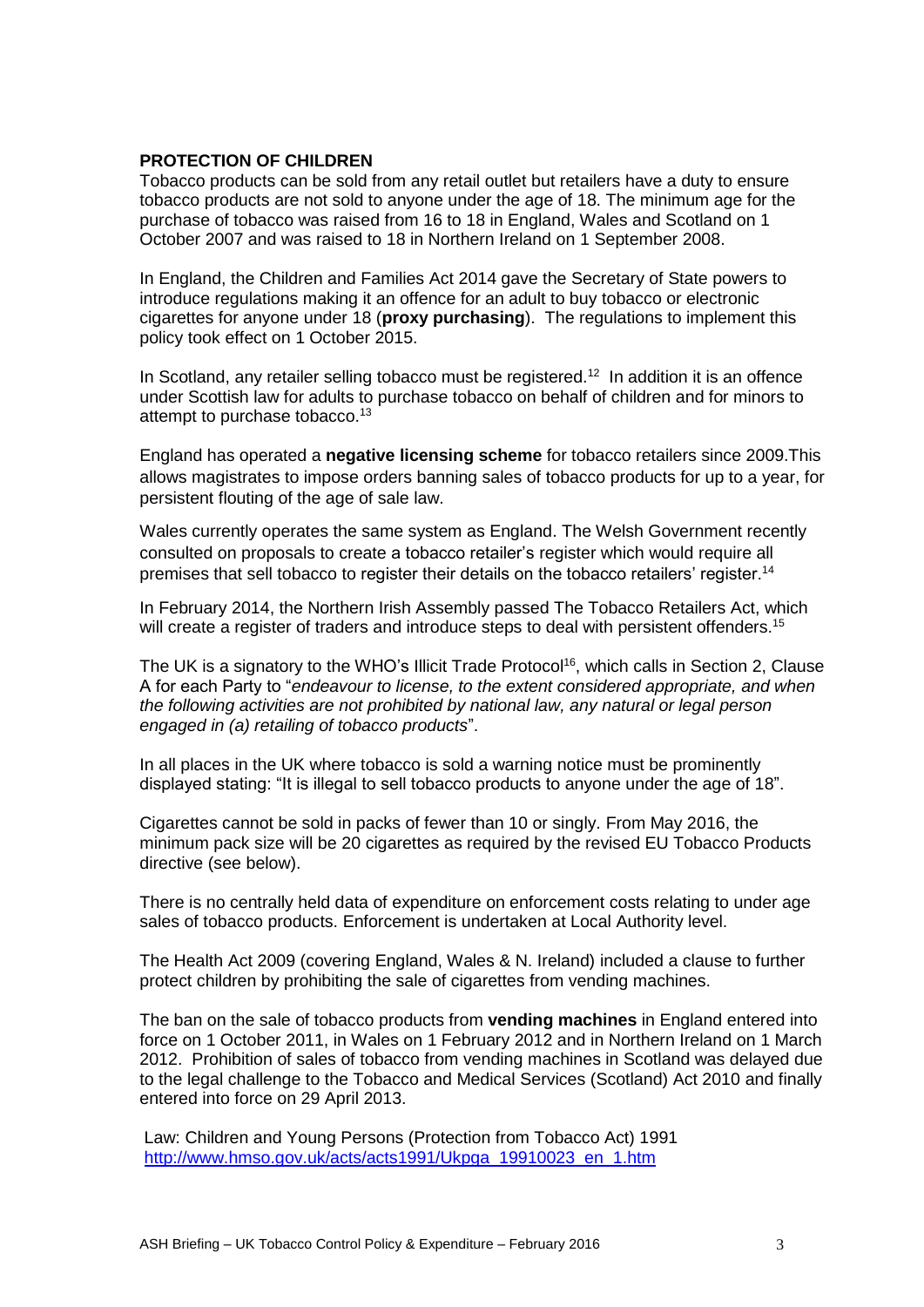## PROTECTION OF CHILDREN

Tobacco products can be sold from any retail outlet but retailers have a duty to ensure tobacco products are not sold to anyone under the age of 18. The minimum age for the purchase of tobacco was raised from 16 to 18 in England, Wales and Scotland on 1 October 2007 and was raised to 18 in Northern Ireland on 1 September 2008.

In England, the Children and Families Act 2014 gave the Secretary of State powers to introduce regulations making it an offence for an adult to buy tobacco or electronic cigarettes for anyone under 18 (**proxy purchasing**). The regulations to implement this policy took effect on 1 October 2015.

In Scotland, any retailer selling tobacco must be registered.[12] In addition it is an offence under Scottish law for adults to purchase tobacco on behalf of children and for minors to attempt to purchase tobacco.[13]

England has operated a **negative licensing scheme** for tobacco retailers since 2009.This allows magistrates to impose orders banning sales of tobacco products for up to a year, for persistent flouting of the age of sale law.

Wales currently operates the same system as England. The Welsh Government recently consulted on proposals to create a tobacco retailer's register which would require all premises that sell tobacco to register their details on the tobacco retailers' register.[14]

In February 2014, the Northern Irish Assembly passed The Tobacco Retailers Act, which will create a register of traders and introduce steps to deal with persistent offenders.[15]

The UK is a signatory to the WHO's Illicit Trade Protocol[16], which calls in Section 2, Clause A for each Party to "*endeavour to license, to the extent considered appropriate, and when the following activities are not prohibited by national law, any natural or legal person engaged in (a) retailing of tobacco products*".

In all places in the UK where tobacco is sold a warning notice must be prominently displayed stating: "It is illegal to sell tobacco products to anyone under the age of 18".

Cigarettes cannot be sold in packs of fewer than 10 or singly. From May 2016, the minimum pack size will be 20 cigarettes as required by the revised EU Tobacco Products directive (see below).

There is no centrally held data of expenditure on enforcement costs relating to under age sales of tobacco products. Enforcement is undertaken at Local Authority level.

The Health Act 2009 (covering England, Wales & N. Ireland) included a clause to further protect children by prohibiting the sale of cigarettes from vending machines.

The ban on the sale of tobacco products from **vending machines** in England entered into force on 1 October 2011, in Wales on 1 February 2012 and in Northern Ireland on 1 March 2012. Prohibition of sales of tobacco from vending machines in Scotland was delayed due to the legal challenge to the Tobacco and Medical Services (Scotland) Act 2010 and finally entered into force on 29 April 2013.

Law: Children and Young Persons (Protection from Tobacco Act) 1991
http://www.hmso.gov.uk/acts/acts1991/Ukpga_19910023_en_1.htm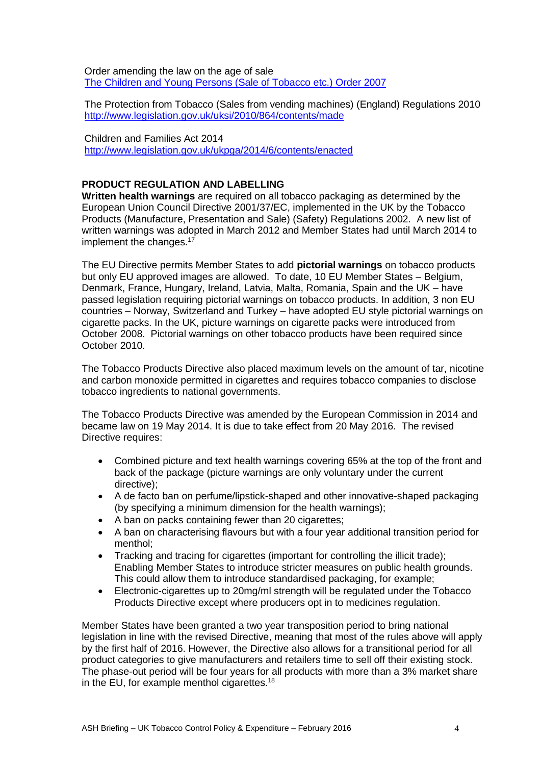Order amending the law on the age of sale
[The Children and Young Persons (Sale of Tobacco etc.) Order 2007](The Children and Young Persons (Sale of Tobacco etc.) Order 2007)

The Protection from Tobacco (Sales from vending machines) (England) Regulations 2010
http://www.legislation.gov.uk/uksi/2010/864/contents/made

Children and Families Act 2014
http://www.legislation.gov.uk/ukpga/2014/6/contents/enacted

## PRODUCT REGULATION AND LABELLING

**Written health warnings** are required on all tobacco packaging as determined by the European Union Council Directive 2001/37/EC, implemented in the UK by the Tobacco Products (Manufacture, Presentation and Sale) (Safety) Regulations 2002. A new list of written warnings was adopted in March 2012 and Member States had until March 2014 to implement the changes.[17]

The EU Directive permits Member States to add **pictorial warnings** on tobacco products but only EU approved images are allowed. To date, 10 EU Member States – Belgium, Denmark, France, Hungary, Ireland, Latvia, Malta, Romania, Spain and the UK – have passed legislation requiring pictorial warnings on tobacco products. In addition, 3 non EU countries – Norway, Switzerland and Turkey – have adopted EU style pictorial warnings on cigarette packs. In the UK, picture warnings on cigarette packs were introduced from October 2008. Pictorial warnings on other tobacco products have been required since October 2010.

The Tobacco Products Directive also placed maximum levels on the amount of tar, nicotine and carbon monoxide permitted in cigarettes and requires tobacco companies to disclose tobacco ingredients to national governments.

The Tobacco Products Directive was amended by the European Commission in 2014 and became law on 19 May 2014. It is due to take effect from 20 May 2016. The revised Directive requires:

- Combined picture and text health warnings covering 65% at the top of the front and back of the package (picture warnings are only voluntary under the current directive);
- A de facto ban on perfume/lipstick-shaped and other innovative-shaped packaging (by specifying a minimum dimension for the health warnings);
- A ban on packs containing fewer than 20 cigarettes;
- A ban on characterising flavours but with a four year additional transition period for menthol;
- Tracking and tracing for cigarettes (important for controlling the illicit trade); Enabling Member States to introduce stricter measures on public health grounds. This could allow them to introduce standardised packaging, for example;
- Electronic-cigarettes up to 20mg/ml strength will be regulated under the Tobacco Products Directive except where producers opt in to medicines regulation.

Member States have been granted a two year transposition period to bring national legislation in line with the revised Directive, meaning that most of the rules above will apply by the first half of 2016. However, the Directive also allows for a transitional period for all product categories to give manufacturers and retailers time to sell off their existing stock. The phase-out period will be four years for all products with more than a 3% market share in the EU, for example menthol cigarettes.[18]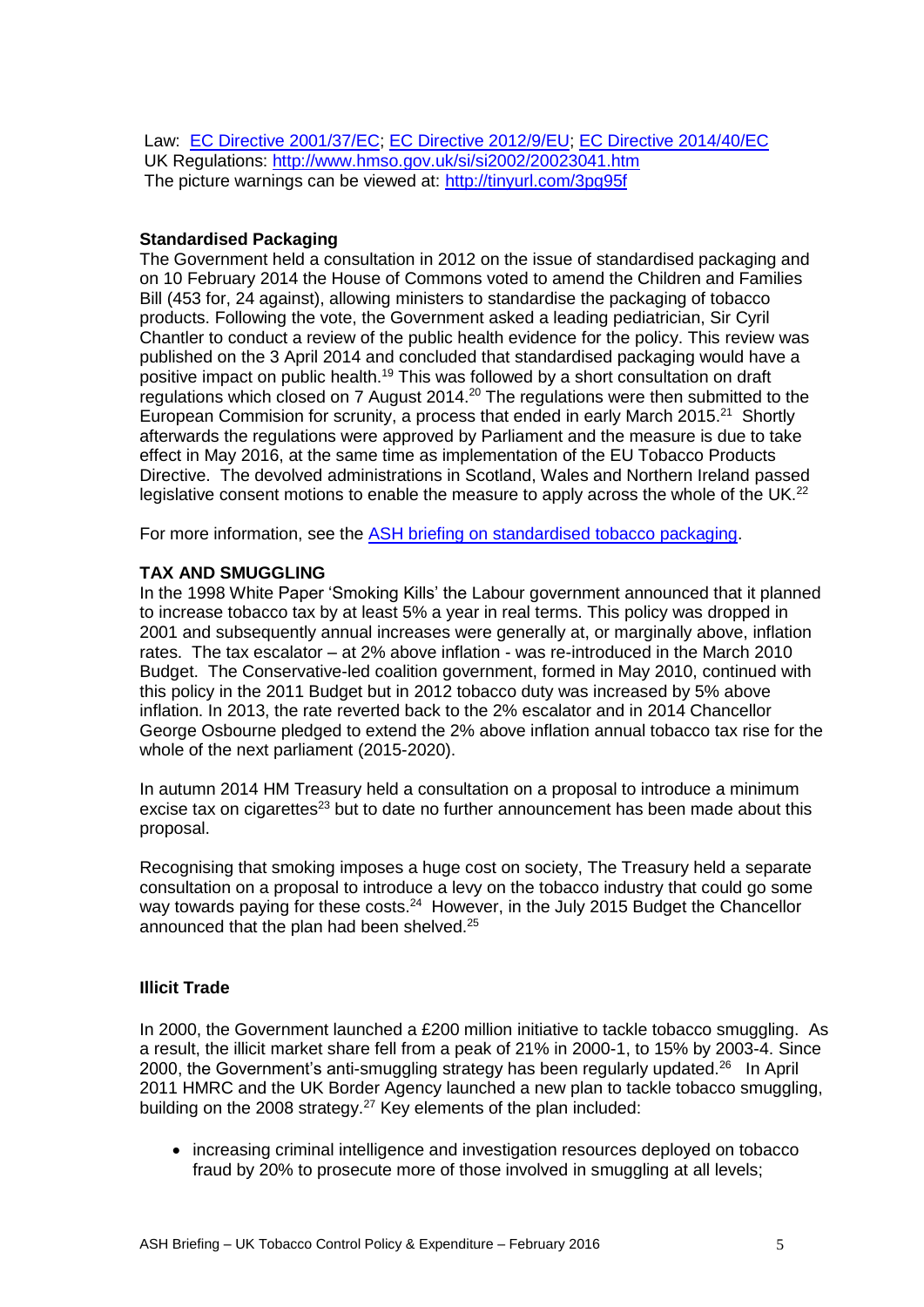Law: [EC Directive 2001/37/EC](); [EC Directive 2012/9/EU](); [EC Directive 2014/40/EC]()
UK Regulations: http://www.hmso.gov.uk/si/si2002/20023041.htm
The picture warnings can be viewed at: http://tinyurl.com/3pg95f

**Standardised Packaging**

The Government held a consultation in 2012 on the issue of standardised packaging and on 10 February 2014 the House of Commons voted to amend the Children and Families Bill (453 for, 24 against), allowing ministers to standardise the packaging of tobacco products. Following the vote, the Government asked a leading pediatrician, Sir Cyril Chantler to conduct a review of the public health evidence for the policy. This review was published on the 3 April 2014 and concluded that standardised packaging would have a positive impact on public health.[19] This was followed by a short consultation on draft regulations which closed on 7 August 2014.[20] The regulations were then submitted to the European Commision for scruntiny, a process that ended in early March 2015.[21] Shortly afterwards the regulations were approved by Parliament and the measure is due to take effect in May 2016, at the same time as implementation of the EU Tobacco Products Directive. The devolved administrations in Scotland, Wales and Northern Ireland passed legislative consent motions to enable the measure to apply across the whole of the UK.[22]

For more information, see the [ASH briefing on standardised tobacco packaging]().

**TAX AND SMUGGLING**

In the 1998 White Paper 'Smoking Kills' the Labour government announced that it planned to increase tobacco tax by at least 5% a year in real terms. This policy was dropped in 2001 and subsequently annual increases were generally at, or marginally above, inflation rates. The tax escalator – at 2% above inflation - was re-introduced in the March 2010 Budget. The Conservative-led coalition government, formed in May 2010, continued with this policy in the 2011 Budget but in 2012 tobacco duty was increased by 5% above inflation. In 2013, the rate reverted back to the 2% escalator and in 2014 Chancellor George Osbourne pledged to extend the 2% above inflation annual tobacco tax rise for the whole of the next parliament (2015-2020).

In autumn 2014 HM Treasury held a consultation on a proposal to introduce a minimum excise tax on cigarettes[23] but to date no further announcement has been made about this proposal.

Recognising that smoking imposes a huge cost on society, The Treasury held a separate consultation on a proposal to introduce a levy on the tobacco industry that could go some way towards paying for these costs.[24] However, in the July 2015 Budget the Chancellor announced that the plan had been shelved.[25]

**Illicit Trade**

In 2000, the Government launched a £200 million initiative to tackle tobacco smuggling. As a result, the illicit market share fell from a peak of 21% in 2000-1, to 15% by 2003-4. Since 2000, the Government's anti-smuggling strategy has been regularly updated.[26] In April 2011 HMRC and the UK Border Agency launched a new plan to tackle tobacco smuggling, building on the 2008 strategy.[27] Key elements of the plan included:

- increasing criminal intelligence and investigation resources deployed on tobacco fraud by 20% to prosecute more of those involved in smuggling at all levels;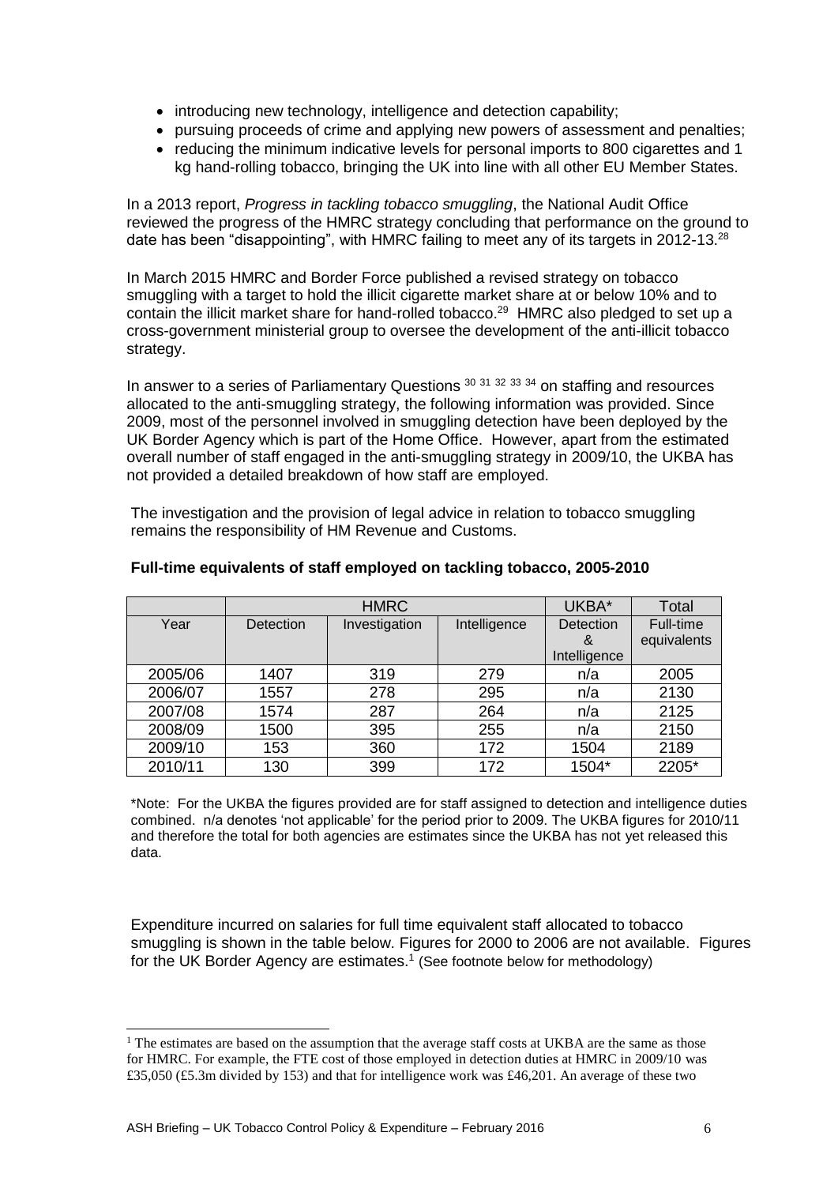- introducing new technology, intelligence and detection capability;
- pursuing proceeds of crime and applying new powers of assessment and penalties;
- reducing the minimum indicative levels for personal imports to 800 cigarettes and 1 kg hand-rolling tobacco, bringing the UK into line with all other EU Member States.

In a 2013 report, *Progress in tackling tobacco smuggling*, the National Audit Office reviewed the progress of the HMRC strategy concluding that performance on the ground to date has been "disappointing", with HMRC failing to meet any of its targets in 2012-13.[28]

In March 2015 HMRC and Border Force published a revised strategy on tobacco smuggling with a target to hold the illicit cigarette market share at or below 10% and to contain the illicit market share for hand-rolled tobacco.[29] HMRC also pledged to set up a cross-government ministerial group to oversee the development of the anti-illicit tobacco strategy.

In answer to a series of Parliamentary Questions [30] [31] [32] [33] [34] on staffing and resources allocated to the anti-smuggling strategy, the following information was provided. Since 2009, most of the personnel involved in smuggling detection have been deployed by the UK Border Agency which is part of the Home Office. However, apart from the estimated overall number of staff engaged in the anti-smuggling strategy in 2009/10, the UKBA has not provided a detailed breakdown of how staff are employed.

The investigation and the provision of legal advice in relation to tobacco smuggling remains the responsibility of HM Revenue and Customs.

**Full-time equivalents of staff employed on tackling tobacco, 2005-2010**

| | HMRC | | | UKBA* | Total |
|---|---|---|---|---|---|
| Year | Detection | Investigation | Intelligence | Detection & Intelligence | Full-time equivalents |
| 2005/06 | 1407 | 319 | 279 | n/a | 2005 |
| 2006/07 | 1557 | 278 | 295 | n/a | 2130 |
| 2007/08 | 1574 | 287 | 264 | n/a | 2125 |
| 2008/09 | 1500 | 395 | 255 | n/a | 2150 |
| 2009/10 | 153 | 360 | 172 | 1504 | 2189 |
| 2010/11 | 130 | 399 | 172 | 1504* | 2205* |

*Note: For the UKBA the figures provided are for staff assigned to detection and intelligence duties combined. n/a denotes 'not applicable' for the period prior to 2009. The UKBA figures for 2010/11 and therefore the total for both agencies are estimates since the UKBA has not yet released this data.

Expenditure incurred on salaries for full time equivalent staff allocated to tobacco smuggling is shown in the table below. Figures for 2000 to 2006 are not available. Figures for the UK Border Agency are estimates.[1] (See footnote below for methodology)

[1] The estimates are based on the assumption that the average staff costs at UKBA are the same as those for HMRC. For example, the FTE cost of those employed in detection duties at HMRC in 2009/10 was £35,050 (£5.3m divided by 153) and that for intelligence work was £46,201. An average of these two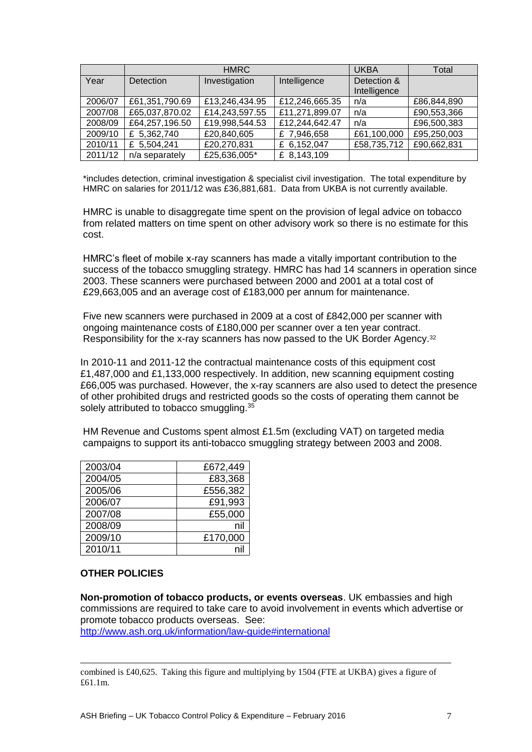| | HMRC | | | UKBA | Total |
|---|---|---|---|---|---|
| Year | Detection | Investigation | Intelligence | Detection & Intelligence | |
| 2006/07 | £61,351,790.69 | £13,246,434.95 | £12,246,665.35 | n/a | £86,844,890 |
| 2007/08 | £65,037,870.02 | £14,243,597.55 | £11,271,899.07 | n/a | £90,553,366 |
| 2008/09 | £64,257,196.50 | £19,998,544.53 | £12,244,642.47 | n/a | £96,500,383 |
| 2009/10 | £ 5,362,740 | £20,840,605 | £ 7,946,658 | £61,100,000 | £95,250,003 |
| 2010/11 | £ 5,504,241 | £20,270,831 | £ 6,152,047 | £58,735,712 | £90,662,831 |
| 2011/12 | n/a separately | £25,636,005* | £ 8,143,109 | | |

*includes detection, criminal investigation & specialist civil investigation. The total expenditure by HMRC on salaries for 2011/12 was £36,881,681. Data from UKBA is not currently available.

HMRC is unable to disaggregate time spent on the provision of legal advice on tobacco from related matters on time spent on other advisory work so there is no estimate for this cost.

HMRC's fleet of mobile x-ray scanners has made a vitally important contribution to the success of the tobacco smuggling strategy. HMRC has had 14 scanners in operation since 2003. These scanners were purchased between 2000 and 2001 at a total cost of £29,663,005 and an average cost of £183,000 per annum for maintenance.

Five new scanners were purchased in 2009 at a cost of £842,000 per scanner with ongoing maintenance costs of £180,000 per scanner over a ten year contract. Responsibility for the x-ray scanners has now passed to the UK Border Agency.[32]

In 2010-11 and 2011-12 the contractual maintenance costs of this equipment cost £1,487,000 and £1,133,000 respectively. In addition, new scanning equipment costing £66,005 was purchased. However, the x-ray scanners are also used to detect the presence of other prohibited drugs and restricted goods so the costs of operating them cannot be solely attributed to tobacco smuggling.[35]

HM Revenue and Customs spent almost £1.5m (excluding VAT) on targeted media campaigns to support its anti-tobacco smuggling strategy between 2003 and 2008.

| Year | Amount |
|---|---|
| 2003/04 | £672,449 |
| 2004/05 | £83,368 |
| 2005/06 | £556,382 |
| 2006/07 | £91,993 |
| 2007/08 | £55,000 |
| 2008/09 | nil |
| 2009/10 | £170,000 |
| 2010/11 | nil |

**OTHER POLICIES**

**Non-promotion of tobacco products, or events overseas**. UK embassies and high commissions are required to take care to avoid involvement in events which advertise or promote tobacco products overseas. See: http://www.ash.org.uk/information/law-guide#international

combined is £40,625. Taking this figure and multiplying by 1504 (FTE at UKBA) gives a figure of £61.1m.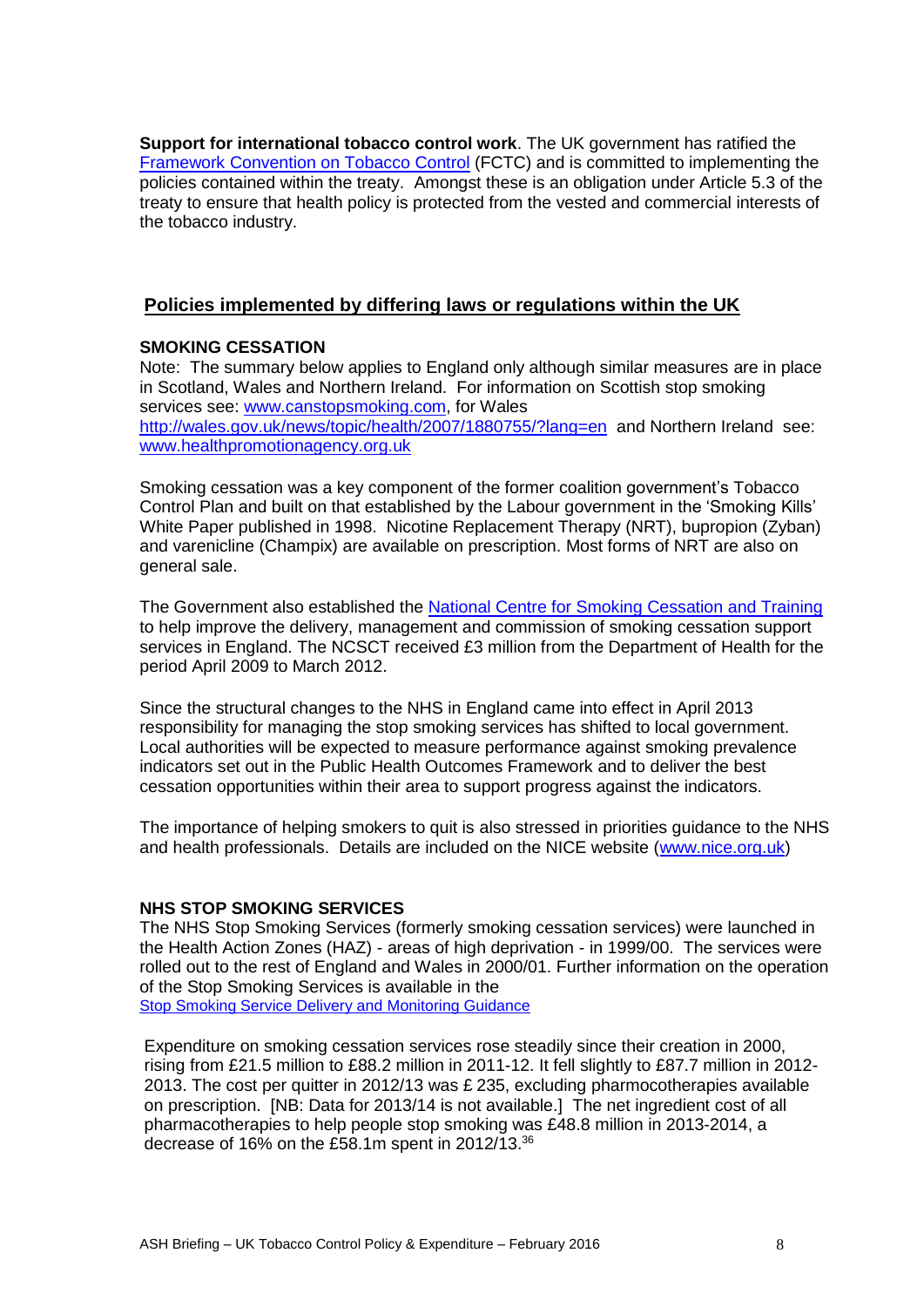**Support for international tobacco control work**. The UK government has ratified the [Framework Convention on Tobacco Control](#) (FCTC) and is committed to implementing the policies contained within the treaty. Amongst these is an obligation under Article 5.3 of the treaty to ensure that health policy is protected from the vested and commercial interests of the tobacco industry.

## Policies implemented by differing laws or regulations within the UK

### SMOKING CESSATION

Note: The summary below applies to England only although similar measures are in place in Scotland, Wales and Northern Ireland. For information on Scottish stop smoking services see: www.canstopsmoking.com, for Wales http://wales.gov.uk/news/topic/health/2007/1880755/?lang=en and Northern Ireland see: www.healthpromotionagency.org.uk

Smoking cessation was a key component of the former coalition government's Tobacco Control Plan and built on that established by the Labour government in the 'Smoking Kills' White Paper published in 1998. Nicotine Replacement Therapy (NRT), bupropion (Zyban) and varenicline (Champix) are available on prescription. Most forms of NRT are also on general sale.

The Government also established the [National Centre for Smoking Cessation and Training](#) to help improve the delivery, management and commission of smoking cessation support services in England. The NCSCT received £3 million from the Department of Health for the period April 2009 to March 2012.

Since the structural changes to the NHS in England came into effect in April 2013 responsibility for managing the stop smoking services has shifted to local government. Local authorities will be expected to measure performance against smoking prevalence indicators set out in the Public Health Outcomes Framework and to deliver the best cessation opportunities within their area to support progress against the indicators.

The importance of helping smokers to quit is also stressed in priorities guidance to the NHS and health professionals. Details are included on the NICE website (www.nice.org.uk)

### NHS STOP SMOKING SERVICES

The NHS Stop Smoking Services (formerly smoking cessation services) were launched in the Health Action Zones (HAZ) - areas of high deprivation - in 1999/00. The services were rolled out to the rest of England and Wales in 2000/01. Further information on the operation of the Stop Smoking Services is available in the [Stop Smoking Service Delivery and Monitoring Guidance](#)

Expenditure on smoking cessation services rose steadily since their creation in 2000, rising from £21.5 million to £88.2 million in 2011-12. It fell slightly to £87.7 million in 2012-2013. The cost per quitter in 2012/13 was £ 235, excluding pharmocotherapies available on prescription. [NB: Data for 2013/14 is not available.] The net ingredient cost of all pharmacotherapies to help people stop smoking was £48.8 million in 2013-2014, a decrease of 16% on the £58.1m spent in 2012/13.[36]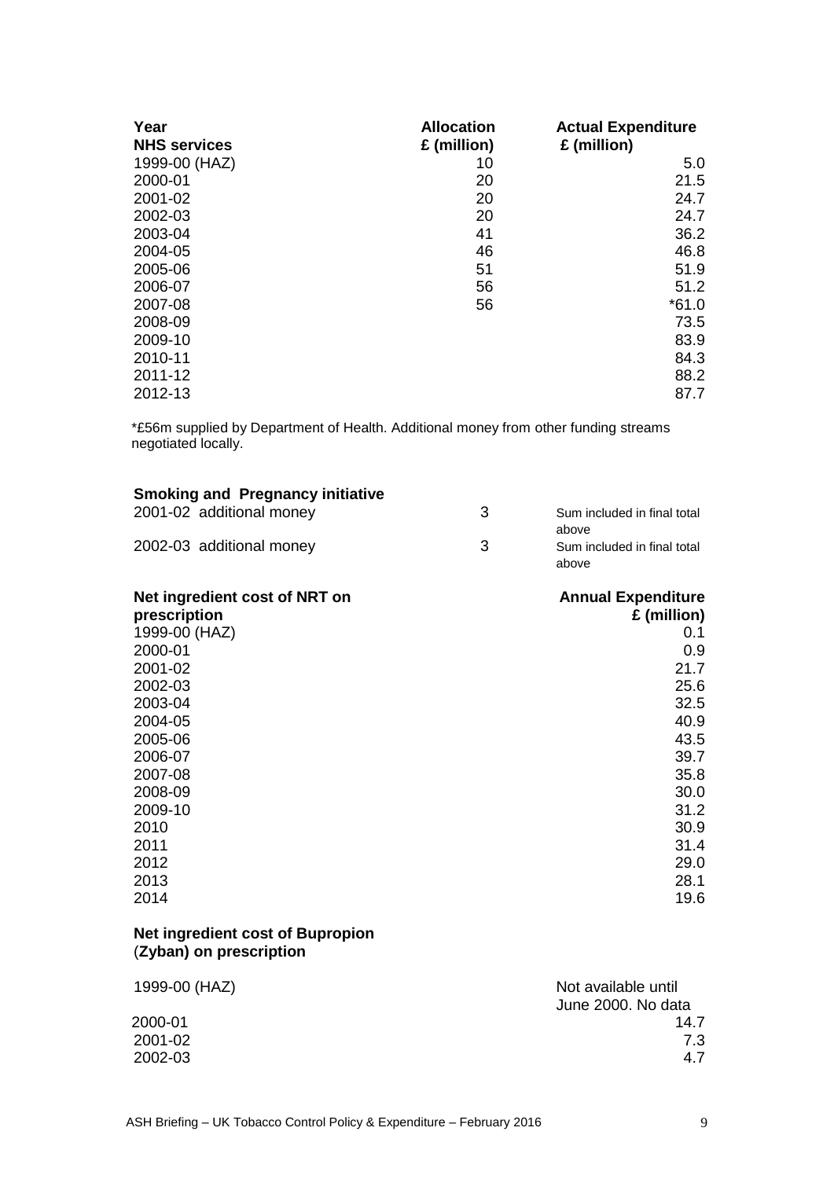| Year<br>NHS services | Allocation<br>£ (million) | Actual Expenditure<br>£ (million) |
|---|---|---|
| 1999-00 (HAZ) | 10 | 5.0 |
| 2000-01 | 20 | 21.5 |
| 2001-02 | 20 | 24.7 |
| 2002-03 | 20 | 24.7 |
| 2003-04 | 41 | 36.2 |
| 2004-05 | 46 | 46.8 |
| 2005-06 | 51 | 51.9 |
| 2006-07 | 56 | 51.2 |
| 2007-08 | 56 | *61.0 |
| 2008-09 | | 73.5 |
| 2009-10 | | 83.9 |
| 2010-11 | | 84.3 |
| 2011-12 | | 88.2 |
| 2012-13 | | 87.7 |

*£56m supplied by Department of Health. Additional money from other funding streams negotiated locally.

| Smoking and Pregnancy initiative | | |
|---|---|---|
| 2001-02 additional money | 3 | Sum included in final total above |
| 2002-03 additional money | 3 | Sum included in final total above |

| Net ingredient cost of NRT on prescription | Annual Expenditure £ (million) |
|---|---|
| 1999-00 (HAZ) | 0.1 |
| 2000-01 | 0.9 |
| 2001-02 | 21.7 |
| 2002-03 | 25.6 |
| 2003-04 | 32.5 |
| 2004-05 | 40.9 |
| 2005-06 | 43.5 |
| 2006-07 | 39.7 |
| 2007-08 | 35.8 |
| 2008-09 | 30.0 |
| 2009-10 | 31.2 |
| 2010 | 30.9 |
| 2011 | 31.4 |
| 2012 | 29.0 |
| 2013 | 28.1 |
| 2014 | 19.6 |

| Net ingredient cost of Bupropion (Zyban) on prescription | |
|---|---|
| 1999-00 (HAZ) | Not available until June 2000. No data |
| 2000-01 | 14.7 |
| 2001-02 | 7.3 |
| 2002-03 | 4.7 |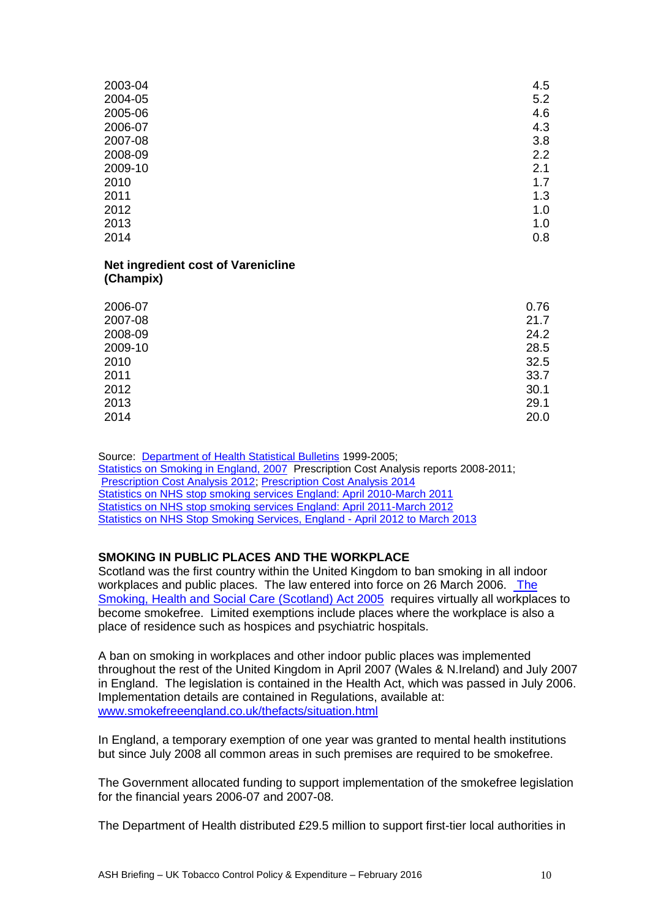| | |
|---|---|
| 2003-04 | 4.5 |
| 2004-05 | 5.2 |
| 2005-06 | 4.6 |
| 2006-07 | 4.3 |
| 2007-08 | 3.8 |
| 2008-09 | 2.2 |
| 2009-10 | 2.1 |
| 2010 | 1.7 |
| 2011 | 1.3 |
| 2012 | 1.0 |
| 2013 | 1.0 |
| 2014 | 0.8 |

**Net ingredient cost of Varenicline (Champix)**

| | |
|---|---|
| 2006-07 | 0.76 |
| 2007-08 | 21.7 |
| 2008-09 | 24.2 |
| 2009-10 | 28.5 |
| 2010 | 32.5 |
| 2011 | 33.7 |
| 2012 | 30.1 |
| 2013 | 29.1 |
| 2014 | 20.0 |

Source: Department of Health Statistical Bulletins 1999-2005;
Statistics on Smoking in England, 2007 Prescription Cost Analysis reports 2008-2011;
Prescription Cost Analysis 2012; Prescription Cost Analysis 2014
Statistics on NHS stop smoking services England: April 2010-March 2011
Statistics on NHS stop smoking services England: April 2011-March 2012
Statistics on NHS Stop Smoking Services, England - April 2012 to March 2013

**SMOKING IN PUBLIC PLACES AND THE WORKPLACE**

Scotland was the first country within the United Kingdom to ban smoking in all indoor workplaces and public places. The law entered into force on 26 March 2006. The Smoking, Health and Social Care (Scotland) Act 2005 requires virtually all workplaces to become smokefree. Limited exemptions include places where the workplace is also a place of residence such as hospices and psychiatric hospitals.

A ban on smoking in workplaces and other indoor public places was implemented throughout the rest of the United Kingdom in April 2007 (Wales & N.Ireland) and July 2007 in England. The legislation is contained in the Health Act, which was passed in July 2006. Implementation details are contained in Regulations, available at: www.smokefreeengland.co.uk/thefacts/situation.html

In England, a temporary exemption of one year was granted to mental health institutions but since July 2008 all common areas in such premises are required to be smokefree.

The Government allocated funding to support implementation of the smokefree legislation for the financial years 2006-07 and 2007-08.

The Department of Health distributed £29.5 million to support first-tier local authorities in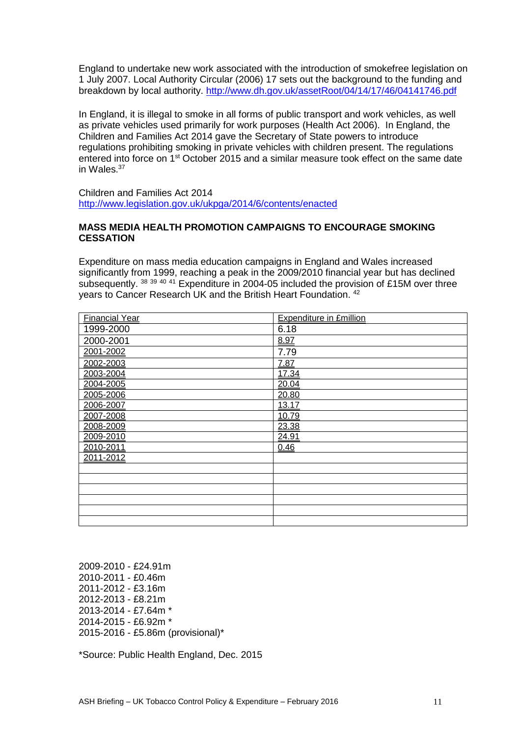England to undertake new work associated with the introduction of smokefree legislation on 1 July 2007. Local Authority Circular (2006) 17 sets out the background to the funding and breakdown by local authority. http://www.dh.gov.uk/assetRoot/04/14/17/46/04141746.pdf

In England, it is illegal to smoke in all forms of public transport and work vehicles, as well as private vehicles used primarily for work purposes (Health Act 2006). In England, the Children and Families Act 2014 gave the Secretary of State powers to introduce regulations prohibiting smoking in private vehicles with children present. The regulations entered into force on 1st October 2015 and a similar measure took effect on the same date in Wales.[37]

Children and Families Act 2014
http://www.legislation.gov.uk/ukpga/2014/6/contents/enacted

**MASS MEDIA HEALTH PROMOTION CAMPAIGNS TO ENCOURAGE SMOKING CESSATION**

Expenditure on mass media education campaigns in England and Wales increased significantly from 1999, reaching a peak in the 2009/2010 financial year but has declined subsequently. [38 39 40 41] Expenditure in 2004-05 included the provision of £15M over three years to Cancer Research UK and the British Heart Foundation. [42]

| Financial Year | Expenditure in £million |
|---|---|
| 1999-2000 | 6.18 |
| 2000-2001 | 8.97 |
| 2001-2002 | 7.79 |
| 2002-2003 | 7.87 |
| 2003-2004 | 17.34 |
| 2004-2005 | 20.04 |
| 2005-2006 | 20.80 |
| 2006-2007 | 13.17 |
| 2007-2008 | 10.79 |
| 2008-2009 | 23.38 |
| 2009-2010 | 24.91 |
| 2010-2011 | 0.46 |
| 2011-2012 | |
| | |
| | |
| | |
| | |
| | |
| | |

2009-2010 - £24.91m
2010-2011 - £0.46m
2011-2012 - £3.16m
2012-2013 - £8.21m
2013-2014 - £7.64m *
2014-2015 - £6.92m *
2015-2016 - £5.86m (provisional)*

*Source: Public Health England, Dec. 2015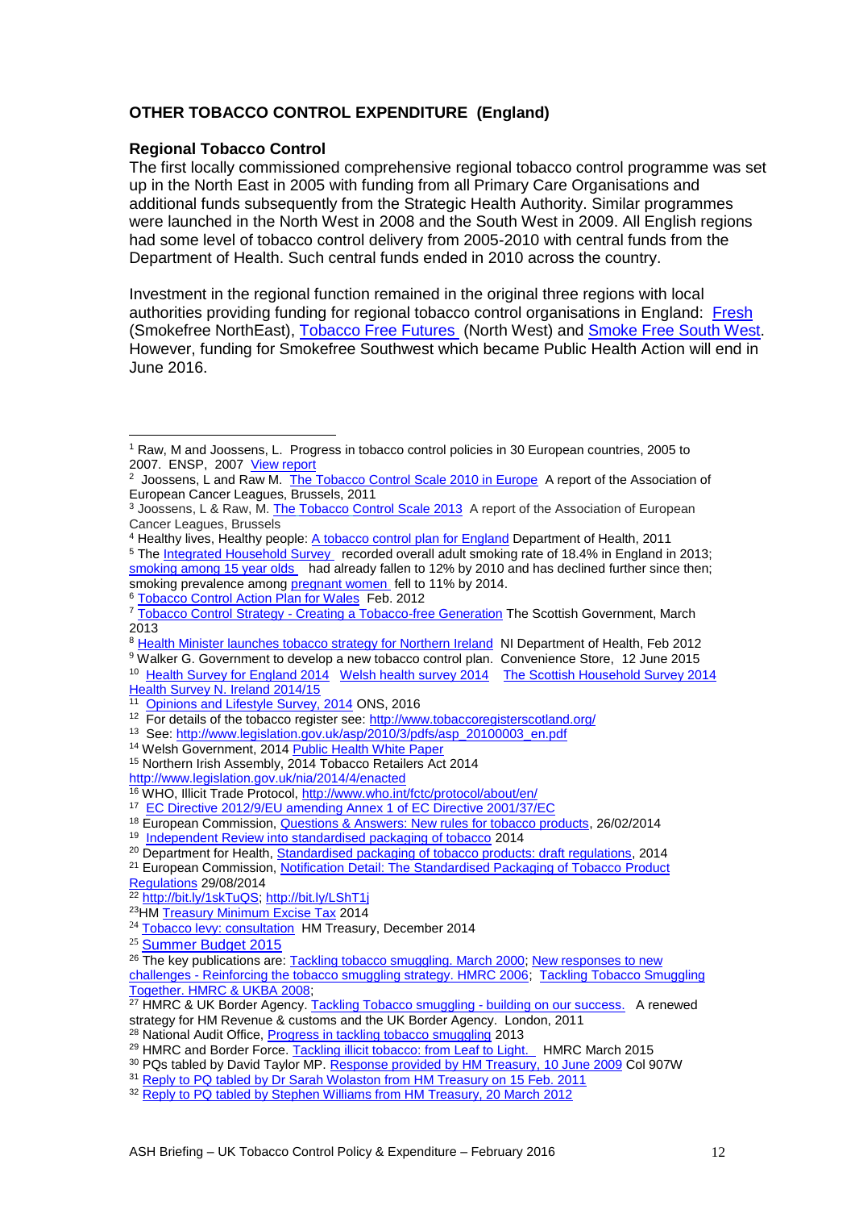## OTHER TOBACCO CONTROL EXPENDITURE (England)

### Regional Tobacco Control

The first locally commissioned comprehensive regional tobacco control programme was set up in the North East in 2005 with funding from all Primary Care Organisations and additional funds subsequently from the Strategic Health Authority. Similar programmes were launched in the North West in 2008 and the South West in 2009. All English regions had some level of tobacco control delivery from 2005-2010 with central funds from the Department of Health. Such central funds ended in 2010 across the country.

Investment in the regional function remained in the original three regions with local authorities providing funding for regional tobacco control organisations in England: Fresh (Smokefree NorthEast), Tobacco Free Futures (North West) and Smoke Free South West. However, funding for Smokefree Southwest which became Public Health Action will end in June 2016.

---

[1] Raw, M and Joossens, L. Progress in tobacco control policies in 30 European countries, 2005 to 2007. ENSP, 2007 View report

[2] Joossens, L and Raw M. The Tobacco Control Scale 2010 in Europe A report of the Association of European Cancer Leagues, Brussels, 2011

[3] Joossens, L & Raw, M. The Tobacco Control Scale 2013 A report of the Association of European Cancer Leagues, Brussels

[4] Healthy lives, Healthy people: A tobacco control plan for England Department of Health, 2011

[5] The Integrated Household Survey recorded overall adult smoking rate of 18.4% in England in 2013; smoking among 15 year olds had already fallen to 12% by 2010 and has declined further since then; smoking prevalence among pregnant women fell to 11% by 2014.

[6] Tobacco Control Action Plan for Wales Feb. 2012

[7] Tobacco Control Strategy - Creating a Tobacco-free Generation The Scottish Government, March 2013

[8] Health Minister launches tobacco strategy for Northern Ireland NI Department of Health, Feb 2012

[9] Walker G. Government to develop a new tobacco control plan. Convenience Store, 12 June 2015

[10] Health Survey for England 2014 Welsh health survey 2014 The Scottish Household Survey 2014 Health Survey N. Ireland 2014/15

[11] Opinions and Lifestyle Survey, 2014 ONS, 2016

[12] For details of the tobacco register see: http://www.tobaccoregisterscotland.org/

[13] See: http://www.legislation.gov.uk/asp/2010/3/pdfs/asp_20100003_en.pdf

[14] Welsh Government, 2014 Public Health White Paper

[15] Northern Irish Assembly, 2014 Tobacco Retailers Act 2014 http://www.legislation.gov.uk/nia/2014/4/enacted

[16] WHO, Illicit Trade Protocol, http://www.who.int/fctc/protocol/about/en/

[17] EC Directive 2012/9/EU amending Annex 1 of EC Directive 2001/37/EC

[18] European Commission, Questions & Answers: New rules for tobacco products, 26/02/2014

[19] Independent Review into standardised packaging of tobacco 2014

[20] Department for Health, Standardised packaging of tobacco products: draft regulations, 2014

[21] European Commission, Notification Detail: The Standardised Packaging of Tobacco Product Regulations 29/08/2014

[22] http://bit.ly/1skTuQS; http://bit.ly/LShT1j

[23] HM Treasury Minimum Excise Tax 2014

[24] Tobacco levy: consultation HM Treasury, December 2014

[25] Summer Budget 2015

[26] The key publications are: Tackling tobacco smuggling. March 2000; New responses to new challenges - Reinforcing the tobacco smuggling strategy. HMRC 2006; Tackling Tobacco Smuggling Together. HMRC & UKBA 2008;

[27] HMRC & UK Border Agency. Tackling Tobacco smuggling - building on our success. A renewed strategy for HM Revenue & customs and the UK Border Agency. London, 2011

[28] National Audit Office, Progress in tackling tobacco smuggling 2013

[29] HMRC and Border Force. Tackling illicit tobacco: from Leaf to Light. HMRC March 2015

[30] PQs tabled by David Taylor MP. Response provided by HM Treasury, 10 June 2009 Col 907W

[31] Reply to PQ tabled by Dr Sarah Wolaston from HM Treasury on 15 Feb. 2011

[32] Reply to PQ tabled by Stephen Williams from HM Treasury, 20 March 2012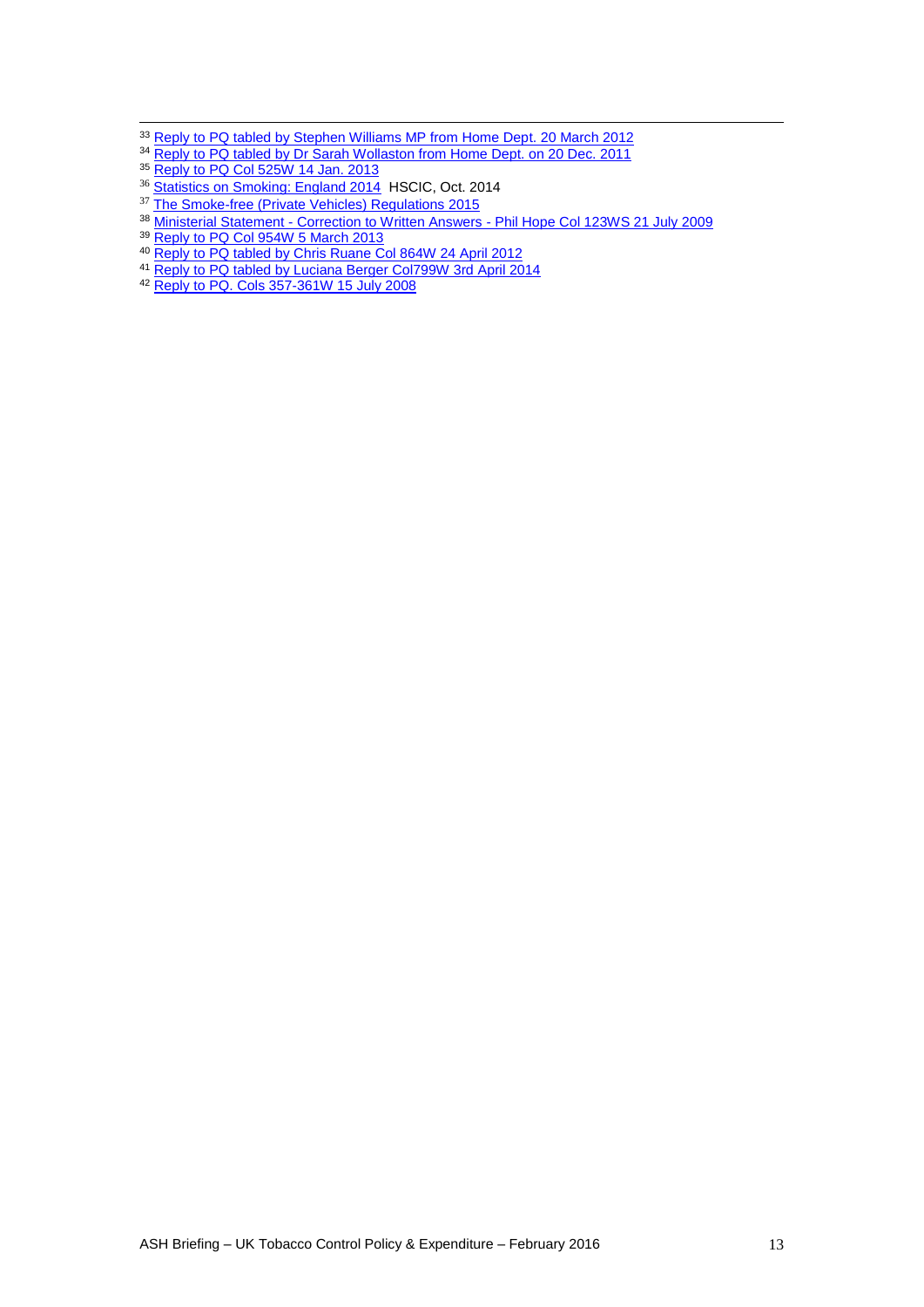[33] Reply to PQ tabled by Stephen Williams MP from Home Dept. 20 March 2012

[34] Reply to PQ tabled by Dr Sarah Wollaston from Home Dept. on 20 Dec. 2011

[35] Reply to PQ Col 525W 14 Jan. 2013

[36] Statistics on Smoking: England 2014 HSCIC, Oct. 2014

[37] The Smoke-free (Private Vehicles) Regulations 2015

[38] Ministerial Statement - Correction to Written Answers - Phil Hope Col 123WS 21 July 2009

[39] Reply to PQ Col 954W 5 March 2013

[40] Reply to PQ tabled by Chris Ruane Col 864W 24 April 2012

[41] Reply to PQ tabled by Luciana Berger Col799W 3rd April 2014

[42] Reply to PQ. Cols 357-361W 15 July 2008